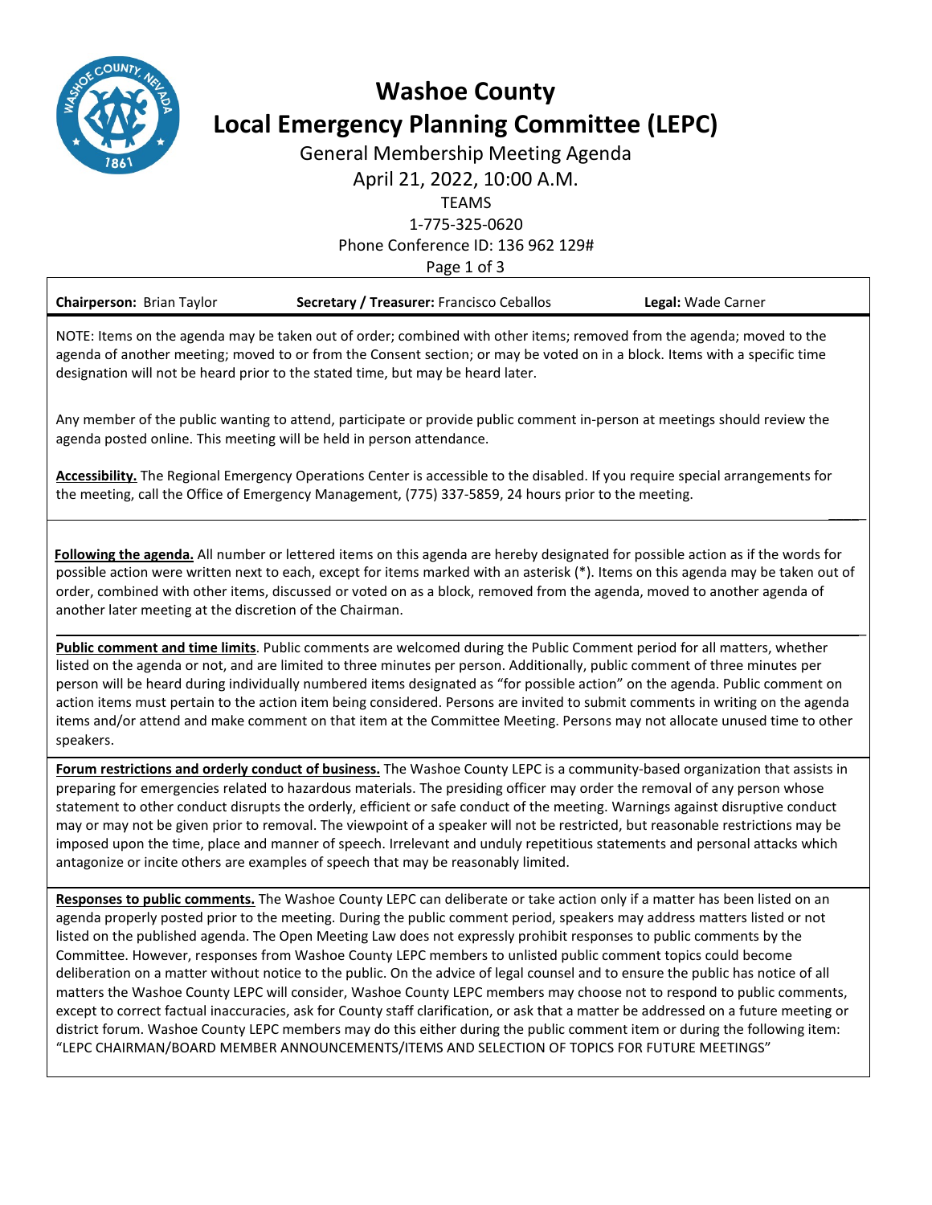# Washoe County
# Local Emergency Planning Committee (LEPC)

General Membership Meeting Agenda
April 21, 2022, 10:00 A.M.
TEAMS
1-775-325-0620
Phone Conference ID: 136 962 129#

**Chairperson:** Brian Taylor **Secretary / Treasurer:** Francisco Ceballos **Legal:** Wade Carner

NOTE: Items on the agenda may be taken out of order; combined with other items; removed from the agenda; moved to the agenda of another meeting; moved to or from the Consent section; or may be voted on in a block. Items with a specific time designation will not be heard prior to the stated time, but may be heard later.

Any member of the public wanting to attend, participate or provide public comment in-person at meetings should review the agenda posted online. This meeting will be held in person attendance.

**Accessibility.** The Regional Emergency Operations Center is accessible to the disabled. If you require special arrangements for the meeting, call the Office of Emergency Management, (775) 337-5859, 24 hours prior to the meeting.

**Following the agenda.** All number or lettered items on this agenda are hereby designated for possible action as if the words for possible action were written next to each, except for items marked with an asterisk (*). Items on this agenda may be taken out of order, combined with other items, discussed or voted on as a block, removed from the agenda, moved to another agenda of another later meeting at the discretion of the Chairman.

**Public comment and time limits**. Public comments are welcomed during the Public Comment period for all matters, whether listed on the agenda or not, and are limited to three minutes per person. Additionally, public comment of three minutes per person will be heard during individually numbered items designated as "for possible action" on the agenda. Public comment on action items must pertain to the action item being considered. Persons are invited to submit comments in writing on the agenda items and/or attend and make comment on that item at the Committee Meeting. Persons may not allocate unused time to other speakers.

**Forum restrictions and orderly conduct of business.** The Washoe County LEPC is a community-based organization that assists in preparing for emergencies related to hazardous materials. The presiding officer may order the removal of any person whose statement to other conduct disrupts the orderly, efficient or safe conduct of the meeting. Warnings against disruptive conduct may or may not be given prior to removal. The viewpoint of a speaker will not be restricted, but reasonable restrictions may be imposed upon the time, place and manner of speech. Irrelevant and unduly repetitious statements and personal attacks which antagonize or incite others are examples of speech that may be reasonably limited.

**Responses to public comments.** The Washoe County LEPC can deliberate or take action only if a matter has been listed on an agenda properly posted prior to the meeting. During the public comment period, speakers may address matters listed or not listed on the published agenda. The Open Meeting Law does not expressly prohibit responses to public comments by the Committee. However, responses from Washoe County LEPC members to unlisted public comment topics could become deliberation on a matter without notice to the public. On the advice of legal counsel and to ensure the public has notice of all matters the Washoe County LEPC will consider, Washoe County LEPC members may choose not to respond to public comments, except to correct factual inaccuracies, ask for County staff clarification, or ask that a matter be addressed on a future meeting or district forum. Washoe County LEPC members may do this either during the public comment item or during the following item: "LEPC CHAIRMAN/BOARD MEMBER ANNOUNCEMENTS/ITEMS AND SELECTION OF TOPICS FOR FUTURE MEETINGS"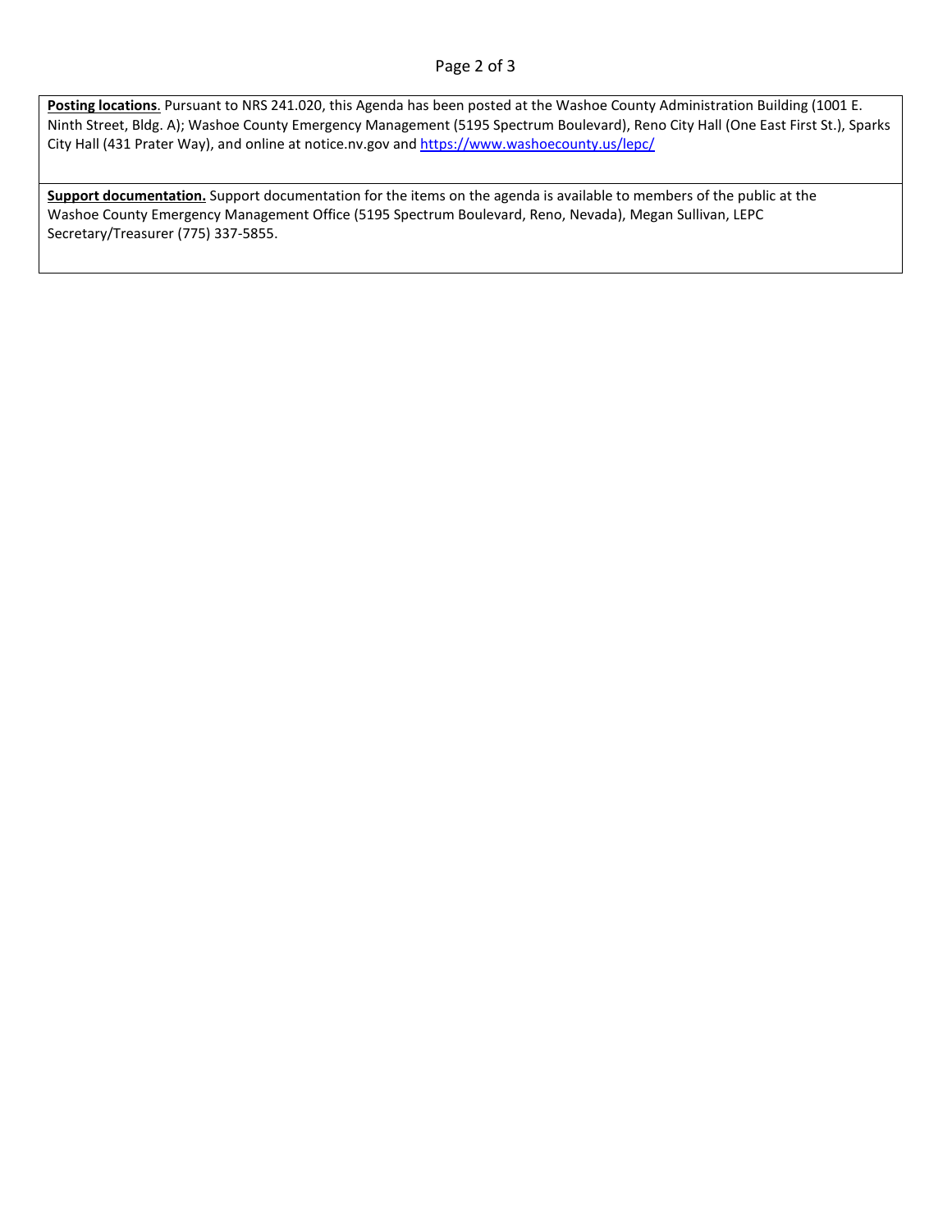**Posting locations**. Pursuant to NRS 241.020, this Agenda has been posted at the Washoe County Administration Building (1001 E. Ninth Street, Bldg. A); Washoe County Emergency Management (5195 Spectrum Boulevard), Reno City Hall (One East First St.), Sparks City Hall (431 Prater Way), and online at notice.nv.gov and [https://www.washoecounty.us/lepc/](https://www.washoecounty.us/lepc/)

**Support documentation.** Support documentation for the items on the agenda is available to members of the public at the Washoe County Emergency Management Office (5195 Spectrum Boulevard, Reno, Nevada), Megan Sullivan, LEPC Secretary/Treasurer (775) 337-5855.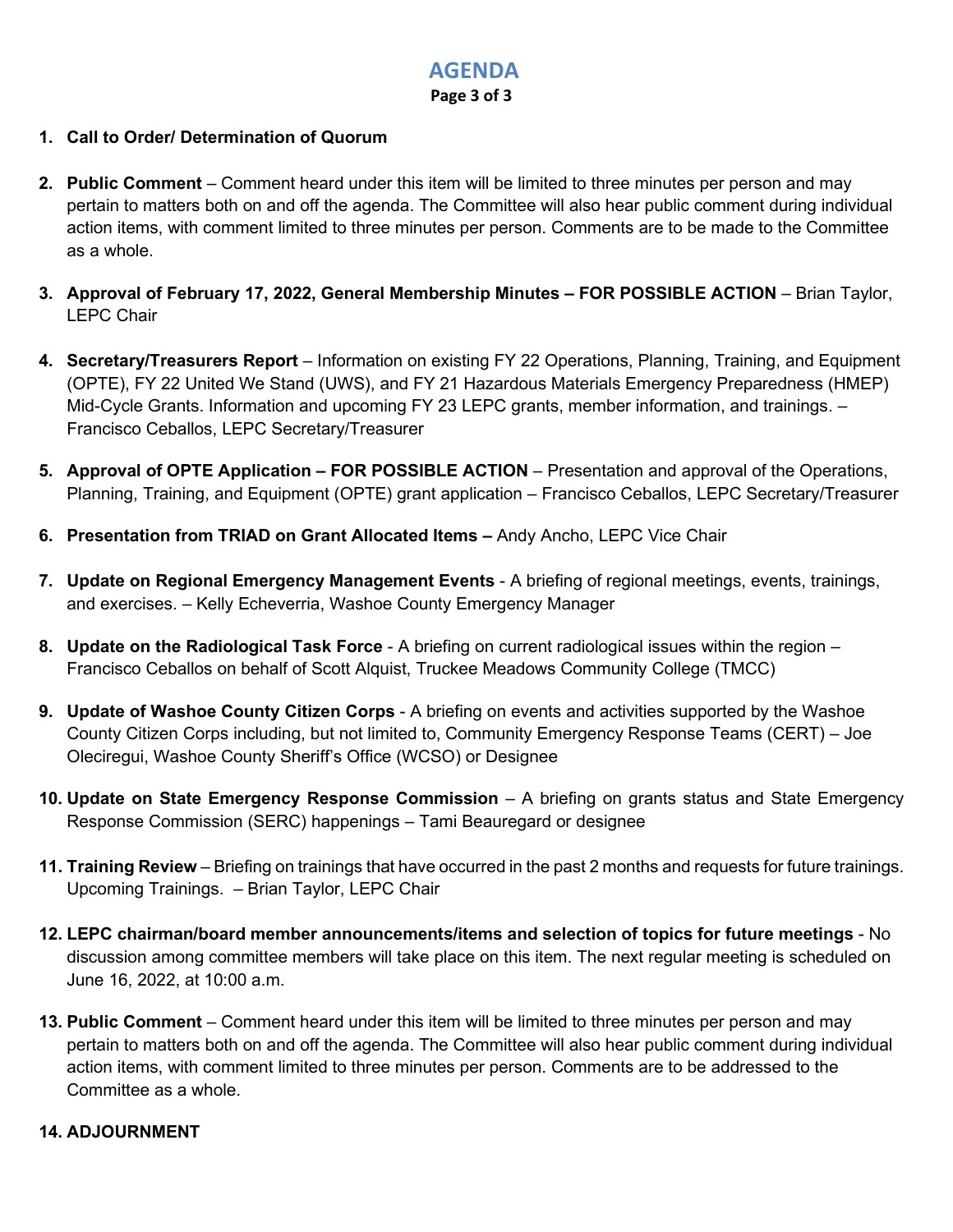# AGENDA

1. **Call to Order/ Determination of Quorum**

2. **Public Comment** – Comment heard under this item will be limited to three minutes per person and may pertain to matters both on and off the agenda. The Committee will also hear public comment during individual action items, with comment limited to three minutes per person. Comments are to be made to the Committee as a whole.

3. **Approval of February 17, 2022, General Membership Minutes – FOR POSSIBLE ACTION** – Brian Taylor, LEPC Chair

4. **Secretary/Treasurers Report** – Information on existing FY 22 Operations, Planning, Training, and Equipment (OPTE), FY 22 United We Stand (UWS), and FY 21 Hazardous Materials Emergency Preparedness (HMEP) Mid-Cycle Grants. Information and upcoming FY 23 LEPC grants, member information, and trainings. – Francisco Ceballos, LEPC Secretary/Treasurer

5. **Approval of OPTE Application – FOR POSSIBLE ACTION** – Presentation and approval of the Operations, Planning, Training, and Equipment (OPTE) grant application – Francisco Ceballos, LEPC Secretary/Treasurer

6. **Presentation from TRIAD on Grant Allocated Items –** Andy Ancho, LEPC Vice Chair

7. **Update on Regional Emergency Management Events** - A briefing of regional meetings, events, trainings, and exercises. – Kelly Echeverria, Washoe County Emergency Manager

8. **Update on the Radiological Task Force** - A briefing on current radiological issues within the region – Francisco Ceballos on behalf of Scott Alquist, Truckee Meadows Community College (TMCC)

9. **Update of Washoe County Citizen Corps** - A briefing on events and activities supported by the Washoe County Citizen Corps including, but not limited to, Community Emergency Response Teams (CERT) – Joe Oleciregui, Washoe County Sheriff's Office (WCSO) or Designee

10. **Update on State Emergency Response Commission** – A briefing on grants status and State Emergency Response Commission (SERC) happenings – Tami Beauregard or designee

11. **Training Review** – Briefing on trainings that have occurred in the past 2 months and requests for future trainings. Upcoming Trainings. – Brian Taylor, LEPC Chair

12. **LEPC chairman/board member announcements/items and selection of topics for future meetings** - No discussion among committee members will take place on this item. The next regular meeting is scheduled on June 16, 2022, at 10:00 a.m.

13. **Public Comment** – Comment heard under this item will be limited to three minutes per person and may pertain to matters both on and off the agenda. The Committee will also hear public comment during individual action items, with comment limited to three minutes per person. Comments are to be addressed to the Committee as a whole.

14. **ADJOURNMENT**